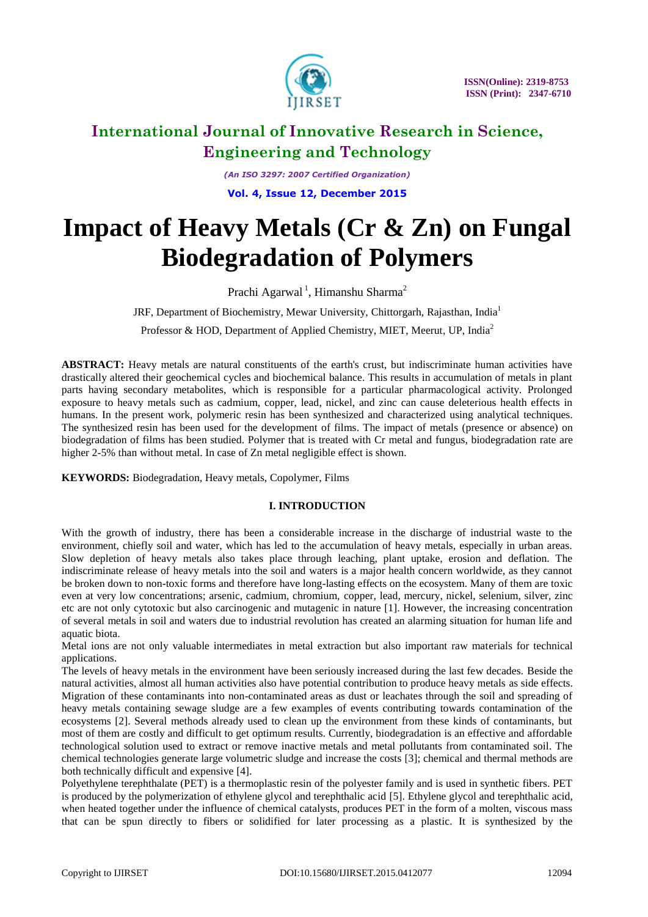# Impact of Heavy Metals (Cr & Zn) on Fungal Biodegradation of Polymers

Prachi Agarwal [1], Himanshu Sharma[2]

JRF, Department of Biochemistry, Mewar University, Chittorgarh, Rajasthan, India[1]

Professor & HOD, Department of Applied Chemistry, MIET, Meerut, UP, India[2]

**ABSTRACT:** Heavy metals are natural constituents of the earth's crust, but indiscriminate human activities have drastically altered their geochemical cycles and biochemical balance. This results in accumulation of metals in plant parts having secondary metabolites, which is responsible for a particular pharmacological activity. Prolonged exposure to heavy metals such as cadmium, copper, lead, nickel, and zinc can cause deleterious health effects in humans. In the present work, polymeric resin has been synthesized and characterized using analytical techniques. The synthesized resin has been used for the development of films. The impact of metals (presence or absence) on biodegradation of films has been studied. Polymer that is treated with Cr metal and fungus, biodegradation rate are higher 2-5% than without metal. In case of Zn metal negligible effect is shown.

**KEYWORDS:** Biodegradation, Heavy metals, Copolymer, Films

## I. INTRODUCTION

With the growth of industry, there has been a considerable increase in the discharge of industrial waste to the environment, chiefly soil and water, which has led to the accumulation of heavy metals, especially in urban areas. Slow depletion of heavy metals also takes place through leaching, plant uptake, erosion and deflation. The indiscriminate release of heavy metals into the soil and waters is a major health concern worldwide, as they cannot be broken down to non-toxic forms and therefore have long-lasting effects on the ecosystem. Many of them are toxic even at very low concentrations; arsenic, cadmium, chromium, copper, lead, mercury, nickel, selenium, silver, zinc etc are not only cytotoxic but also carcinogenic and mutagenic in nature [1]. However, the increasing concentration of several metals in soil and waters due to industrial revolution has created an alarming situation for human life and aquatic biota.

Metal ions are not only valuable intermediates in metal extraction but also important raw materials for technical applications.

The levels of heavy metals in the environment have been seriously increased during the last few decades. Beside the natural activities, almost all human activities also have potential contribution to produce heavy metals as side effects. Migration of these contaminants into non-contaminated areas as dust or leachates through the soil and spreading of heavy metals containing sewage sludge are a few examples of events contributing towards contamination of the ecosystems [2]. Several methods already used to clean up the environment from these kinds of contaminants, but most of them are costly and difficult to get optimum results. Currently, biodegradation is an effective and affordable technological solution used to extract or remove inactive metals and metal pollutants from contaminated soil. The chemical technologies generate large volumetric sludge and increase the costs [3]; chemical and thermal methods are both technically difficult and expensive [4].

Polyethylene terephthalate (PET) is a thermoplastic resin of the polyester family and is used in synthetic fibers. PET is produced by the polymerization of ethylene glycol and terephthalic acid [5]. Ethylene glycol and terephthalic acid, when heated together under the influence of chemical catalysts, produces PET in the form of a molten, viscous mass that can be spun directly to fibers or solidified for later processing as a plastic. It is synthesized by the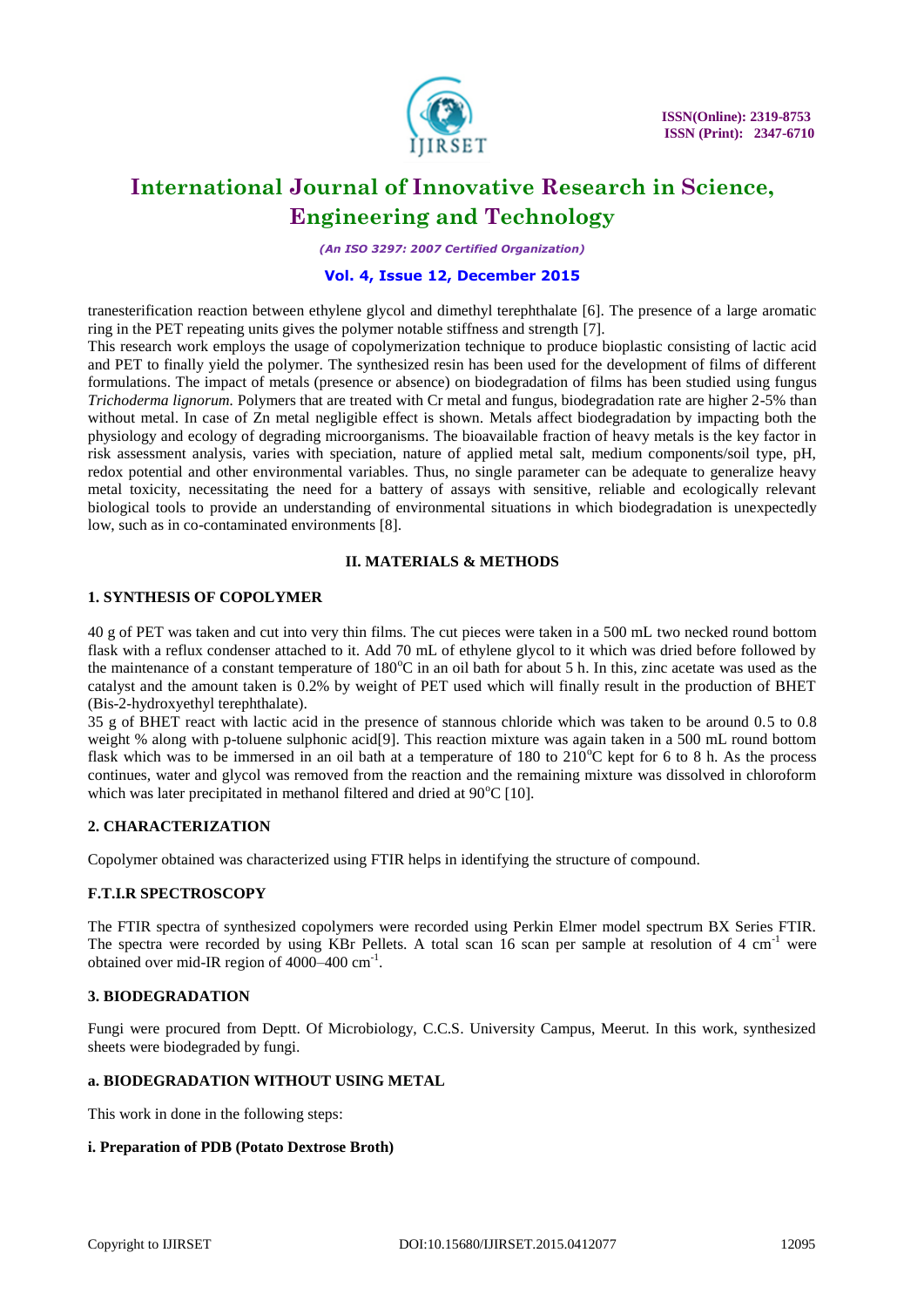tranesterification reaction between ethylene glycol and dimethyl terephthalate [6]. The presence of a large aromatic ring in the PET repeating units gives the polymer notable stiffness and strength [7].

This research work employs the usage of copolymerization technique to produce bioplastic consisting of lactic acid and PET to finally yield the polymer. The synthesized resin has been used for the development of films of different formulations. The impact of metals (presence or absence) on biodegradation of films has been studied using fungus *Trichoderma lignorum.* Polymers that are treated with Cr metal and fungus, biodegradation rate are higher 2-5% than without metal. In case of Zn metal negligible effect is shown. Metals affect biodegradation by impacting both the physiology and ecology of degrading microorganisms. The bioavailable fraction of heavy metals is the key factor in risk assessment analysis, varies with speciation, nature of applied metal salt, medium components/soil type, pH, redox potential and other environmental variables. Thus, no single parameter can be adequate to generalize heavy metal toxicity, necessitating the need for a battery of assays with sensitive, reliable and ecologically relevant biological tools to provide an understanding of environmental situations in which biodegradation is unexpectedly low, such as in co-contaminated environments [8].

## II. MATERIALS & METHODS

### 1. SYNTHESIS OF COPOLYMER

40 g of PET was taken and cut into very thin films. The cut pieces were taken in a 500 mL two necked round bottom flask with a reflux condenser attached to it. Add 70 mL of ethylene glycol to it which was dried before followed by the maintenance of a constant temperature of 180$^o$C in an oil bath for about 5 h. In this, zinc acetate was used as the catalyst and the amount taken is 0.2% by weight of PET used which will finally result in the production of BHET (Bis-2-hydroxyethyl terephthalate).

35 g of BHET react with lactic acid in the presence of stannous chloride which was taken to be around 0.5 to 0.8 weight % along with p-toluene sulphonic acid[9]. This reaction mixture was again taken in a 500 mL round bottom flask which was to be immersed in an oil bath at a temperature of 180 to 210$^o$C kept for 6 to 8 h. As the process continues, water and glycol was removed from the reaction and the remaining mixture was dissolved in chloroform which was later precipitated in methanol filtered and dried at 90$^o$C [10].

### 2. CHARACTERIZATION

Copolymer obtained was characterized using FTIR helps in identifying the structure of compound.

### F.T.I.R SPECTROSCOPY

The FTIR spectra of synthesized copolymers were recorded using Perkin Elmer model spectrum BX Series FTIR. The spectra were recorded by using KBr Pellets. A total scan 16 scan per sample at resolution of 4 cm$^{-1}$ were obtained over mid-IR region of 4000–400 cm$^{-1}$.

### 3. BIODEGRADATION

Fungi were procured from Deptt. Of Microbiology, C.C.S. University Campus, Meerut. In this work, synthesized sheets were biodegraded by fungi.

#### a. BIODEGRADATION WITHOUT USING METAL

This work in done in the following steps:

**i. Preparation of PDB (Potato Dextrose Broth)**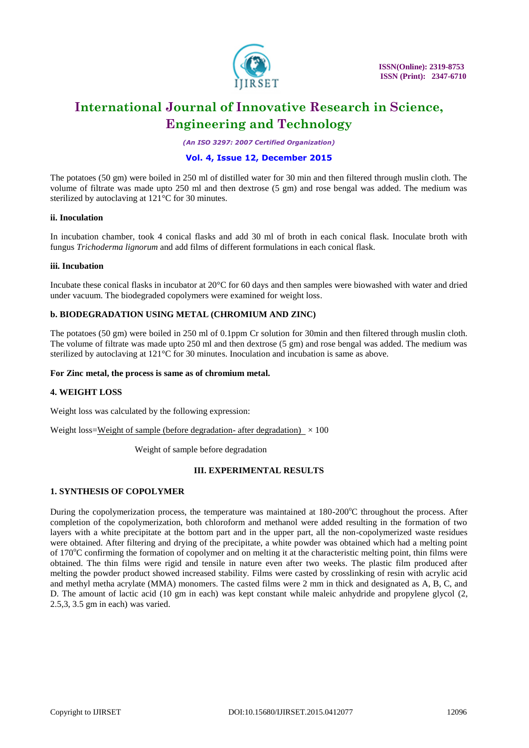The potatoes (50 gm) were boiled in 250 ml of distilled water for 30 min and then filtered through muslin cloth. The volume of filtrate was made upto 250 ml and then dextrose (5 gm) and rose bengal was added. The medium was sterilized by autoclaving at 121°C for 30 minutes.

#### ii. Inoculation

In incubation chamber, took 4 conical flasks and add 30 ml of broth in each conical flask. Inoculate broth with fungus *Trichoderma lignorum* and add films of different formulations in each conical flask.

#### iii. Incubation

Incubate these conical flasks in incubator at 20°C for 60 days and then samples were biowashed with water and dried under vacuum. The biodegraded copolymers were examined for weight loss.

### b. BIODEGRADATION USING METAL (CHROMIUM AND ZINC)

The potatoes (50 gm) were boiled in 250 ml of 0.1ppm Cr solution for 30min and then filtered through muslin cloth. The volume of filtrate was made upto 250 ml and then dextrose (5 gm) and rose bengal was added. The medium was sterilized by autoclaving at 121°C for 30 minutes. Inoculation and incubation is same as above.

**For Zinc metal, the process is same as of chromium metal.**

### 4. WEIGHT LOSS

Weight loss was calculated by the following expression:

$$\text{Weight loss} = \frac{\text{Weight of sample (before degradation- after degradation)}}{\text{Weight of sample before degradation}} \times 100$$

## III. EXPERIMENTAL RESULTS

### 1. SYNTHESIS OF COPOLYMER

During the copolymerization process, the temperature was maintained at 180-200°C throughout the process. After completion of the copolymerization, both chloroform and methanol were added resulting in the formation of two layers with a white precipitate at the bottom part and in the upper part, all the non-copolymerized waste residues were obtained. After filtering and drying of the precipitate, a white powder was obtained which had a melting point of 170°C confirming the formation of copolymer and on melting it at the characteristic melting point, thin films were obtained. The thin films were rigid and tensile in nature even after two weeks. The plastic film produced after melting the powder product showed increased stability. Films were casted by crosslinking of resin with acrylic acid and methyl metha acrylate (MMA) monomers. The casted films were 2 mm in thick and designated as A, B, C, and D. The amount of lactic acid (10 gm in each) was kept constant while maleic anhydride and propylene glycol (2, 2.5,3, 3.5 gm in each) was varied.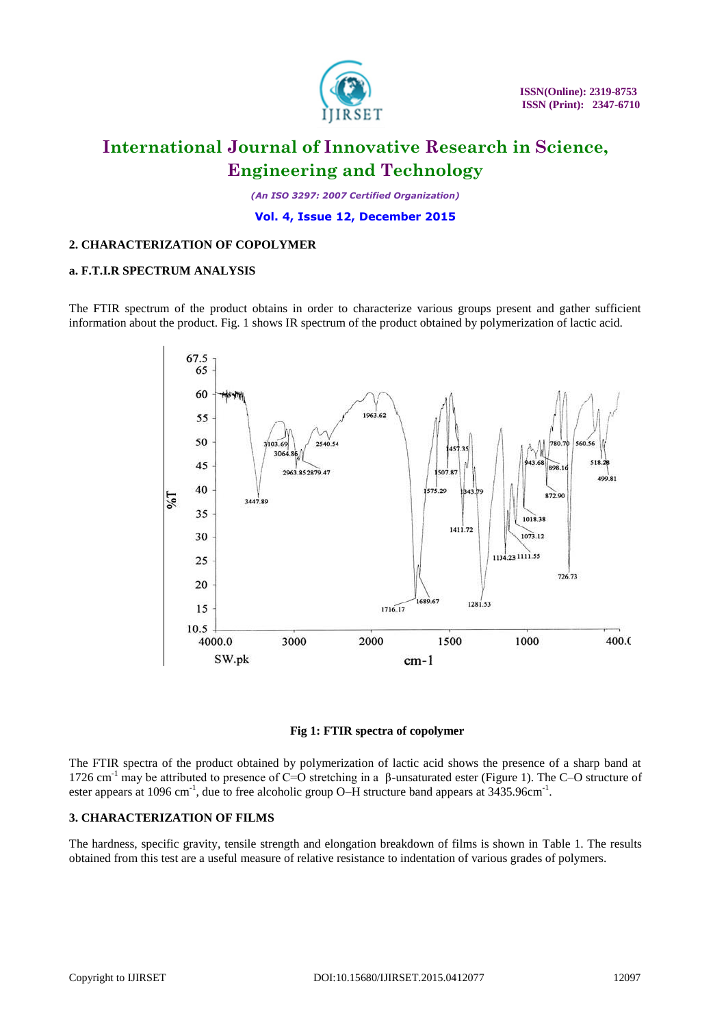## 2. CHARACTERIZATION OF COPOLYMER

### a. F.T.I.R SPECTRUM ANALYSIS

The FTIR spectrum of the product obtains in order to characterize various groups present and gather sufficient information about the product. Fig. 1 shows IR spectrum of the product obtained by polymerization of lactic acid.

**Fig 1: FTIR spectra of copolymer**

The FTIR spectra of the product obtained by polymerization of lactic acid shows the presence of a sharp band at 1726 $cm^{-1}$ may be attributed to presence of C=O stretching in a β-unsaturated ester (Figure 1). The C–O structure of ester appears at 1096 $cm^{-1}$, due to free alcoholic group O–H structure band appears at 3435.96$cm^{-1}$.

## 3. CHARACTERIZATION OF FILMS

The hardness, specific gravity, tensile strength and elongation breakdown of films is shown in Table 1. The results obtained from this test are a useful measure of relative resistance to indentation of various grades of polymers.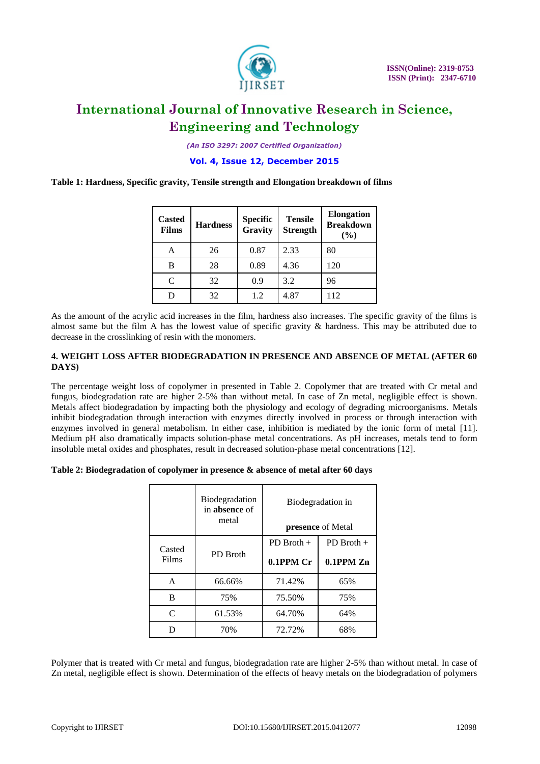**Table 1: Hardness, Specific gravity, Tensile strength and Elongation breakdown of films**

| Casted Films | Hardness | Specific Gravity | Tensile Strength | Elongation Breakdown (%) |
|---|---|---|---|---|
| A | 26 | 0.87 | 2.33 | 80 |
| B | 28 | 0.89 | 4.36 | 120 |
| C | 32 | 0.9 | 3.2 | 96 |
| D | 32 | 1.2 | 4.87 | 112 |

As the amount of the acrylic acid increases in the film, hardness also increases. The specific gravity of the films is almost same but the film A has the lowest value of specific gravity & hardness. This may be attributed due to decrease in the crosslinking of resin with the monomers.

## 4. WEIGHT LOSS AFTER BIODEGRADATION IN PRESENCE AND ABSENCE OF METAL (AFTER 60 DAYS)

The percentage weight loss of copolymer in presented in Table 2. Copolymer that are treated with Cr metal and fungus, biodegradation rate are higher 2-5% than without metal. In case of Zn metal, negligible effect is shown. Metals affect biodegradation by impacting both the physiology and ecology of degrading microorganisms. Metals inhibit biodegradation through interaction with enzymes directly involved in process or through interaction with enzymes involved in general metabolism. In either case, inhibition is mediated by the ionic form of metal [11]. Medium pH also dramatically impacts solution-phase metal concentrations. As pH increases, metals tend to form insoluble metal oxides and phosphates, result in decreased solution-phase metal concentrations [12].

**Table 2: Biodegradation of copolymer in presence & absence of metal after 60 days**

| | Biodegradation in **absence** of metal | Biodegradation in **presence** of Metal | |
|---|---|---|---|
| Casted Films | PD Broth | PD Broth + **0.1PPM Cr** | PD Broth + **0.1PPM Zn** |
| A | 66.66% | 71.42% | 65% |
| B | 75% | 75.50% | 75% |
| C | 61.53% | 64.70% | 64% |
| D | 70% | 72.72% | 68% |

Polymer that is treated with Cr metal and fungus, biodegradation rate are higher 2-5% than without metal. In case of Zn metal, negligible effect is shown. Determination of the effects of heavy metals on the biodegradation of polymers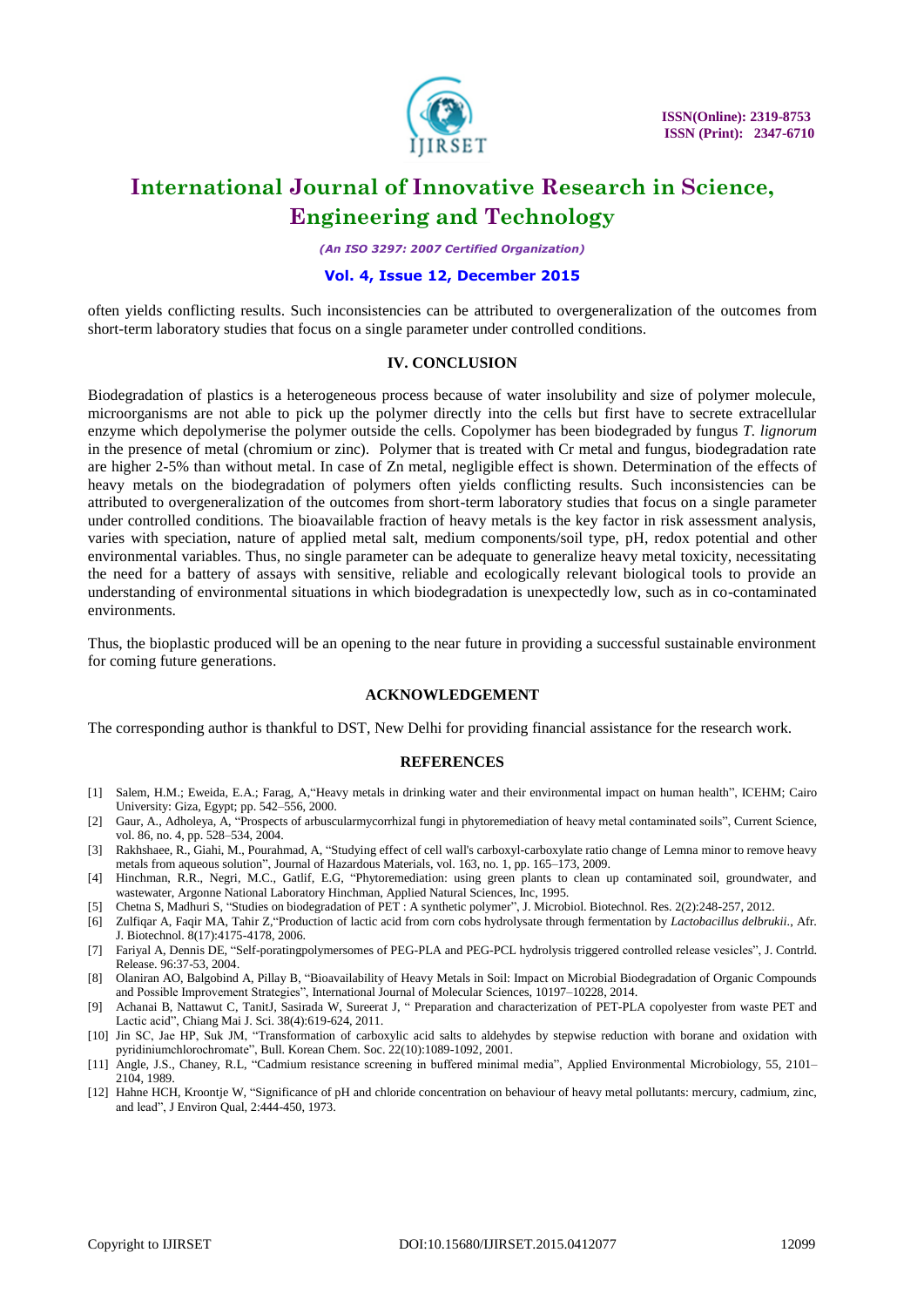often yields conflicting results. Such inconsistencies can be attributed to overgeneralization of the outcomes from short-term laboratory studies that focus on a single parameter under controlled conditions.

## IV. CONCLUSION

Biodegradation of plastics is a heterogeneous process because of water insolubility and size of polymer molecule, microorganisms are not able to pick up the polymer directly into the cells but first have to secrete extracellular enzyme which depolymerise the polymer outside the cells. Copolymer has been biodegraded by fungus *T. lignorum* in the presence of metal (chromium or zinc). Polymer that is treated with Cr metal and fungus, biodegradation rate are higher 2-5% than without metal. In case of Zn metal, negligible effect is shown. Determination of the effects of heavy metals on the biodegradation of polymers often yields conflicting results. Such inconsistencies can be attributed to overgeneralization of the outcomes from short-term laboratory studies that focus on a single parameter under controlled conditions. The bioavailable fraction of heavy metals is the key factor in risk assessment analysis, varies with speciation, nature of applied metal salt, medium components/soil type, pH, redox potential and other environmental variables. Thus, no single parameter can be adequate to generalize heavy metal toxicity, necessitating the need for a battery of assays with sensitive, reliable and ecologically relevant biological tools to provide an understanding of environmental situations in which biodegradation is unexpectedly low, such as in co-contaminated environments.

Thus, the bioplastic produced will be an opening to the near future in providing a successful sustainable environment for coming future generations.

## ACKNOWLEDGEMENT

The corresponding author is thankful to DST, New Delhi for providing financial assistance for the research work.

## REFERENCES

[1] Salem, H.M.; Eweida, E.A.; Farag, A,"Heavy metals in drinking water and their environmental impact on human health", ICEHM; Cairo University: Giza, Egypt; pp. 542–556, 2000.

[2] Gaur, A., Adholeya, A, "Prospects of arbuscularmycorrhizal fungi in phytoremediation of heavy metal contaminated soils", Current Science, vol. 86, no. 4, pp. 528–534, 2004.

[3] Rakhshaee, R., Giahi, M., Pourahmad, A, "Studying effect of cell wall's carboxyl-carboxylate ratio change of Lemna minor to remove heavy metals from aqueous solution", Journal of Hazardous Materials, vol. 163, no. 1, pp. 165–173, 2009.

[4] Hinchman, R.R., Negri, M.C., Gatlif, E.G, "Phytoremediation: using green plants to clean up contaminated soil, groundwater, and wastewater, Argonne National Laboratory Hinchman, Applied Natural Sciences, Inc, 1995.

[5] Chetna S, Madhuri S, "Studies on biodegradation of PET : A synthetic polymer", J. Microbiol. Biotechnol. Res. 2(2):248-257, 2012.

[6] Zulfiqar A, Faqir MA, Tahir Z,"Production of lactic acid from corn cobs hydrolysate through fermentation by *Lactobacillus delbrukii*., Afr. J. Biotechnol. 8(17):4175-4178, 2006.

[7] Fariyal A, Dennis DE, "Self-poratingpolymersomes of PEG-PLA and PEG-PCL hydrolysis triggered controlled release vesicles", J. Contrld. Release. 96:37-53, 2004.

[8] Olaniran AO, Balgobind A, Pillay B, "Bioavailability of Heavy Metals in Soil: Impact on Microbial Biodegradation of Organic Compounds and Possible Improvement Strategies", International Journal of Molecular Sciences, 10197–10228, 2014.

[9] Achanai B, Nattawut C, TanitJ, Sasirada W, Sureerat J, " Preparation and characterization of PET-PLA copolyester from waste PET and Lactic acid", Chiang Mai J. Sci. 38(4):619-624, 2011.

[10] Jin SC, Jae HP, Suk JM, "Transformation of carboxylic acid salts to aldehydes by stepwise reduction with borane and oxidation with pyridiniumchlorochromate", Bull. Korean Chem. Soc. 22(10):1089-1092, 2001.

[11] Angle, J.S., Chaney, R.L, "Cadmium resistance screening in buffered minimal media", Applied Environmental Microbiology, 55, 2101–2104, 1989.

[12] Hahne HCH, Kroontje W, "Significance of pH and chloride concentration on behaviour of heavy metal pollutants: mercury, cadmium, zinc, and lead", J Environ Qual, 2:444-450, 1973.